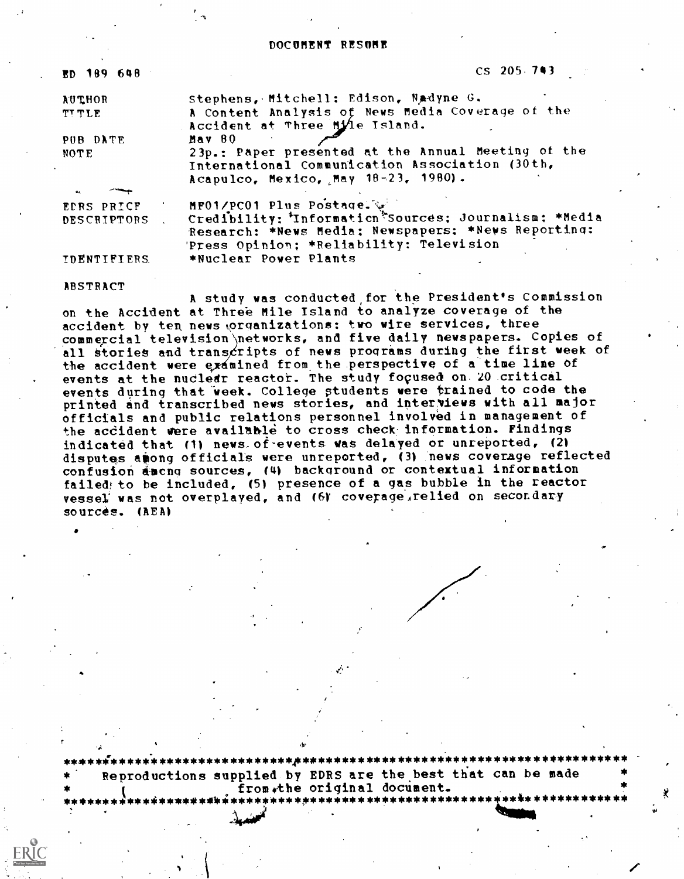DOCUMENT RESUME

| | |
|---|---|
| ED 189 608 | CS 205 743 |
| AUTHOR | Stephens, Mitchell; Edison, Nadyne G. |
| TITLE | A Content Analysis of News Media Coverage of the Accident at Three Mile Island. |
| PUB DATE | May 80 |
| NOTE | 23p.: Paper presented at the Annual Meeting of the International Communication Association (30th, Acapulco, Mexico, May 18-23, 1980). |
| EDRS PRICE | MF01/PC01 Plus Postage. |
| DESCRIPTORS | Credibility; *Information Sources; Journalism; *Media Research; *News Media; Newspapers; *News Reporting; Press Opinion; *Reliability; Television |
| IDENTIFIERS | *Nuclear Power Plants |

ABSTRACT

A study was conducted for the President's Commission on the Accident at Three Mile Island to analyze coverage of the accident by ten news organizations: two wire services, three commercial television networks, and five daily newspapers. Copies of all stories and transcripts of news programs during the first week of the accident were examined from the perspective of a time line of events at the nuclear reactor. The study focused on 20 critical events during that week. College students were trained to code the printed and transcribed news stories, and interviews with all major officials and public relations personnel involved in management of the accident were available to cross check information. Findings indicated that (1) news of events was delayed or unreported, (2) disputes among officials were unreported, (3) news coverage reflected confusion among sources, (4) background or contextual information failed to be included, (5) presence of a gas bubble in the reactor vessel was not overplayed, and (6) coverage relied on secondary sources. (AEA)

Reproductions supplied by EDRS are the best that can be made from the original document.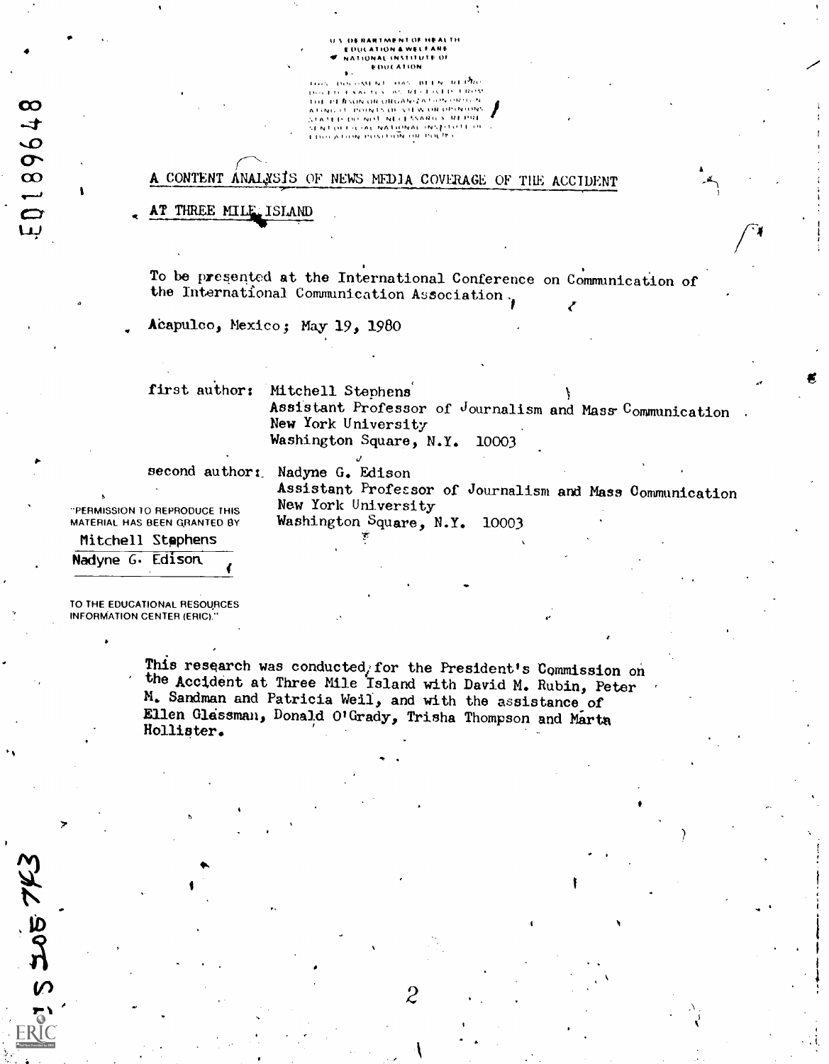U.S. DEPARTMENT OF HEALTH EDUCATION & WELFARE NATIONAL INSTITUTE OF EDUCATION

THIS DOCUMENT HAS BEEN REPRODUCED EXACTLY AS RECEIVED FROM THE PERSON OR ORGANIZATION ORIGINATING IT. POINTS OF VIEW OR OPINIONS STATED DO NOT NECESSARILY REPRESENT OFFICIAL NATIONAL INSTITUTE OF EDUCATION POSITION OR POLICY

# A CONTENT ANALYSIS OF NEWS MEDIA COVERAGE OF THE ACCIDENT AT THREE MILE ISLAND

To be presented at the International Conference on Communication of the International Communication Association.

Acapulco, Mexico; May 19, 1980

first author: Mitchell Stephens
Assistant Professor of Journalism and Mass Communication
New York University
Washington Square, N.Y. 10003

second author: Nadyne G. Edison
Assistant Professor of Journalism and Mass Communication
New York University
Washington Square, N.Y. 10003

"PERMISSION TO REPRODUCE THIS MATERIAL HAS BEEN GRANTED BY
Mitchell Stephens
Nadyne G. Edison
TO THE EDUCATIONAL RESOURCES INFORMATION CENTER (ERIC)."

This research was conducted for the President's Commission on the Accident at Three Mile Island with David M. Rubin, Peter M. Sandman and Patricia Weil, and with the assistance of Ellen Glassman, Donald O'Grady, Trisha Thompson and Marta Hollister.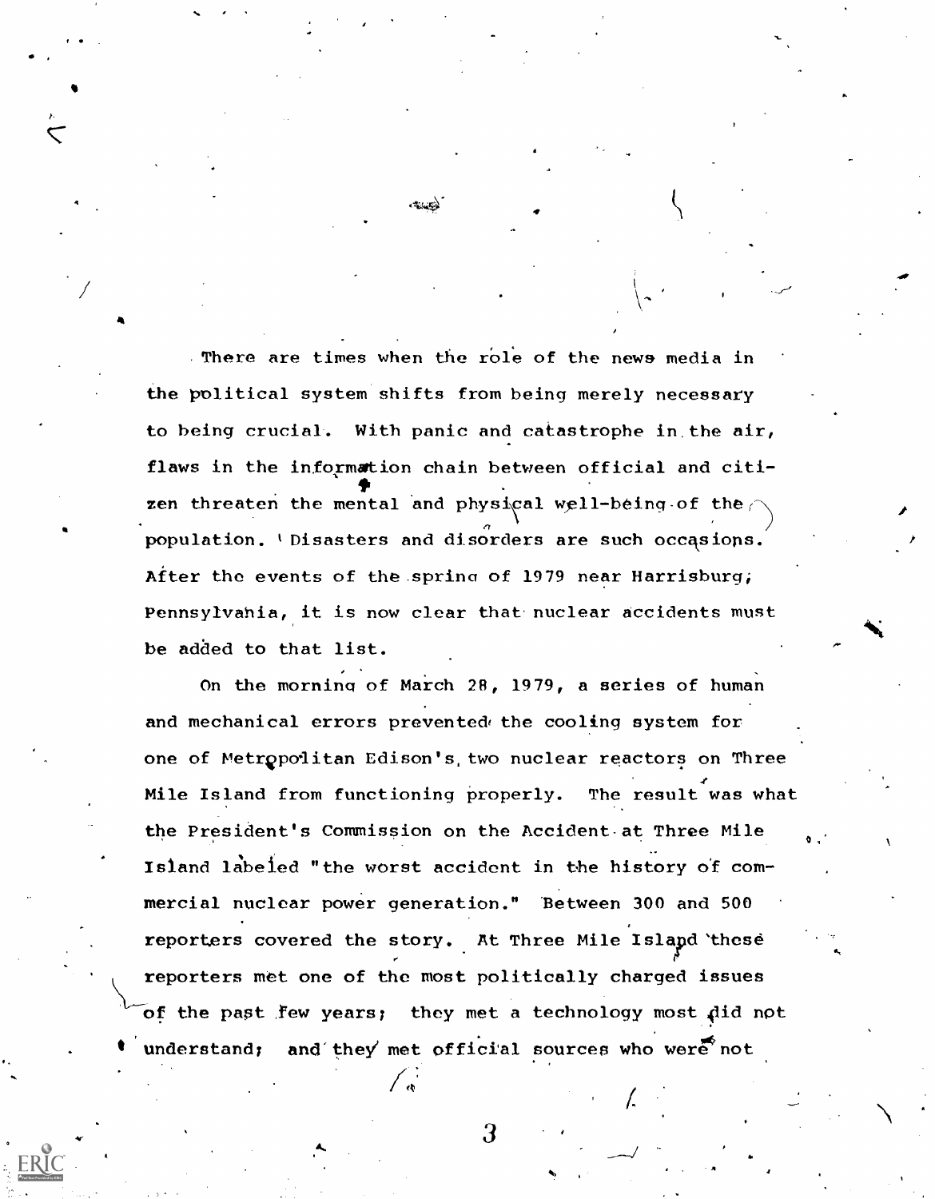There are times when the role of the news media in the political system shifts from being merely necessary to being crucial. With panic and catastrophe in the air, flaws in the information chain between official and citizen threaten the mental and physical well-being of the population. Disasters and disorders are such occasions. After the events of the spring of 1979 near Harrisburg, Pennsylvania, it is now clear that nuclear accidents must be added to that list.

On the morning of March 28, 1979, a series of human and mechanical errors prevented the cooling system for one of Metropolitan Edison's two nuclear reactors on Three Mile Island from functioning properly. The result was what the President's Commission on the Accident at Three Mile Island labeled "the worst accident in the history of commercial nuclear power generation." Between 300 and 500 reporters covered the story. At Three Mile Island these reporters met one of the most politically charged issues of the past few years; they met a technology most did not understand; and they met official sources who were not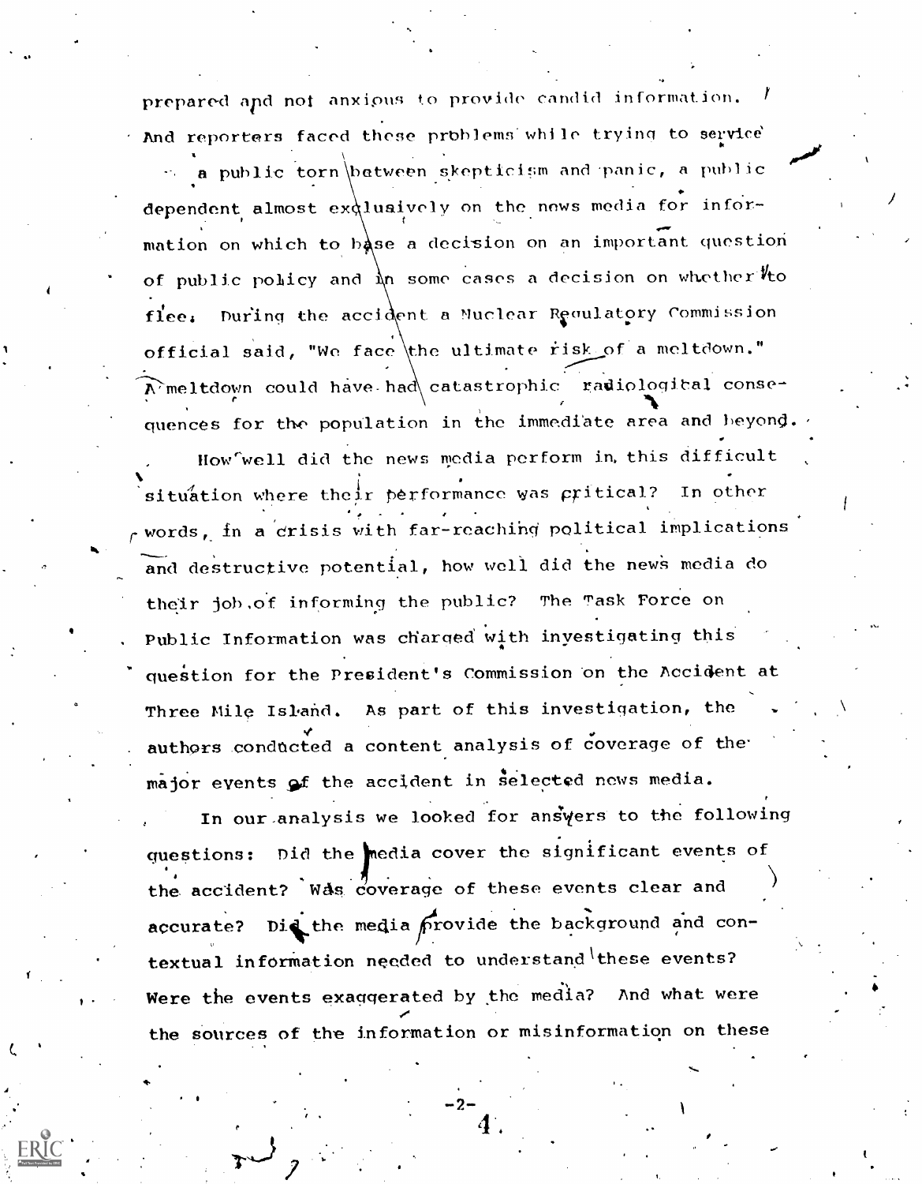prepared and not anxious to provide candid information. And reporters faced these problems while trying to service a public torn between skepticism and panic, a public dependent almost exclusively on the news media for information on which to base a decision on an important question of public policy and in some cases a decision on whether to flee. During the accident a Nuclear Regulatory Commission official said, "We face the ultimate risk of a meltdown." A meltdown could have had catastrophic radiological consequences for the population in the immediate area and beyond.

How well did the news media perform in this difficult situation where their performance was critical? In other words, in a crisis with far-reaching political implications and destructive potential, how well did the news media do their job of informing the public? The Task Force on Public Information was charged with investigating this question for the President's Commission on the Accident at Three Mile Island. As part of this investigation, the authors conducted a content analysis of coverage of the major events of the accident in selected news media.

In our analysis we looked for answers to the following questions: Did the media cover the significant events of the accident? Was coverage of these events clear and accurate? Did the media provide the background and contextual information needed to understand these events? Were the events exaggerated by the media? And what were the sources of the information or misinformation on these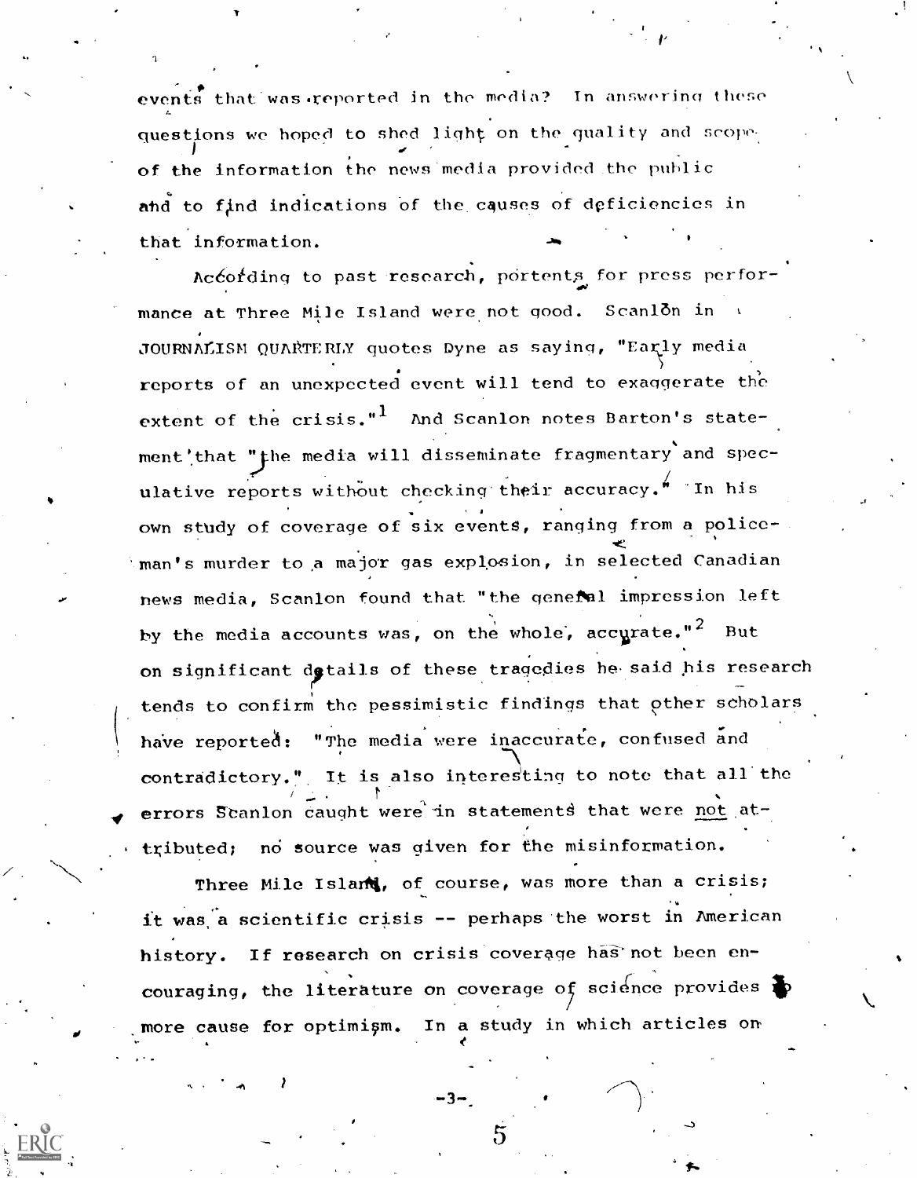events that was reported in the media? In answering these questions we hoped to shed light on the quality and scope of the information the news media provided the public and to find indications of the causes of deficiencies in that information.

According to past research, portents for press performance at Three Mile Island were not good. Scanlon in JOURNALISM QUARTERLY quotes Dyne as saying, "Early media reports of an unexpected event will tend to exaggerate the extent of the crisis."[1] And Scanlon notes Barton's statement that "the media will disseminate fragmentary and speculative reports without checking their accuracy." In his own study of coverage of six events, ranging from a policeman's murder to a major gas explosion, in selected Canadian news media, Scanlon found that "the general impression left by the media accounts was, on the whole, accurate."[2] But on significant details of these tragedies he said his research tends to confirm the pessimistic findings that other scholars have reported: "The media were inaccurate, confused and contradictory." It is also interesting to note that all the errors Scanlon caught were in statements that were <u>not</u> attributed; no source was given for the misinformation.

Three Mile Island, of course, was more than a crisis; it was a scientific crisis -- perhaps the worst in American history. If research on crisis coverage has not been encouraging, the literature on coverage of science provides no more cause for optimism. In a study in which articles on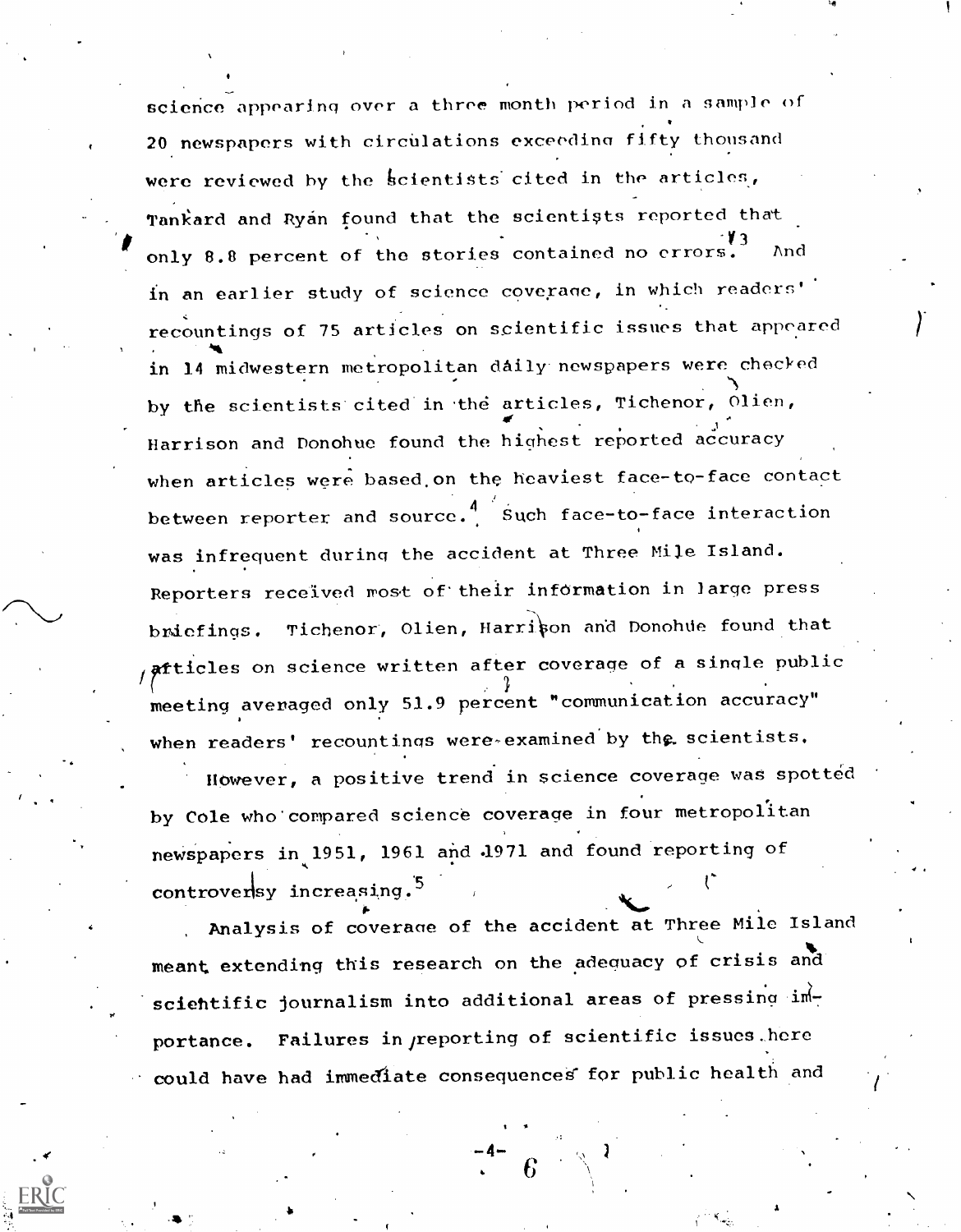science appearing over a three month period in a sample of 20 newspapers with circulations exceeding fifty thousand were reviewed by the scientists cited in the articles, Tankard and Ryan found that the scientists reported that only 8.8 percent of the stories contained no errors.[3] And in an earlier study of science coverage, in which readers' recountings of 75 articles on scientific issues that appeared in 14 midwestern metropolitan daily newspapers were checked by the scientists cited in the articles, Tichenor, Olien, Harrison and Donohue found the highest reported accuracy when articles were based on the heaviest face-to-face contact between reporter and source.[4] Such face-to-face interaction was infrequent during the accident at Three Mile Island. Reporters received most of their information in large press briefings. Tichenor, Olien, Harrison and Donohue found that articles on science written after coverage of a single public meeting averaged only 51.9 percent "communication accuracy" when readers' recountings were examined by the scientists.

However, a positive trend in science coverage was spotted by Cole who compared science coverage in four metropolitan newspapers in 1951, 1961 and 1971 and found reporting of controversy increasing.[5]

Analysis of coverage of the accident at Three Mile Island meant extending this research on the adequacy of crisis and scientific journalism into additional areas of pressing importance. Failures in reporting of scientific issues here could have had immediate consequences for public health and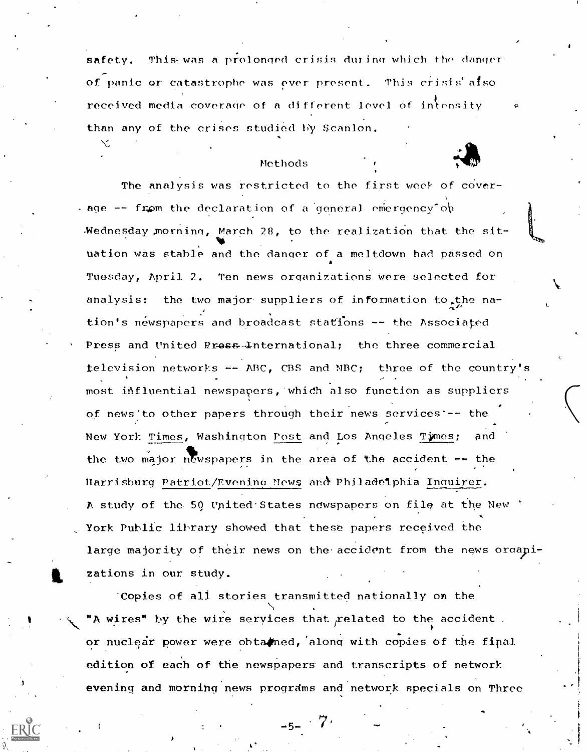safety. This was a prolonged crisis during which the danger of panic or catastrophe was ever present. This crisis also received media coverage of a different level of intensity than any of the crises studied by Scanlon.

## Methods

The analysis was restricted to the first week of coverage -- from the declaration of a general emergency on Wednesday morning, March 28, to the realization that the situation was stable and the danger of a meltdown had passed on Tuesday, April 2. Ten news organizations were selected for analysis: the two major suppliers of information to the nation's newspapers and broadcast stations -- the Associated Press and United Press International; the three commercial television networks -- ABC, CBS and NBC; three of the country's most influential newspapers, which also function as suppliers of news to other papers through their news services -- the New York Times, Washington Post and Los Angeles Times; and the two major newspapers in the area of the accident -- the Harrisburg Patriot/Evening News and Philadelphia Inquirer. A study of the 50 United States newspapers on file at the New York Public library showed that these papers received the large majority of their news on the accident from the news organizations in our study.

Copies of all stories transmitted nationally on the "A wires" by the wire services that related to the accident or nuclear power were obtained, along with copies of the final edition of each of the newspapers and transcripts of network evening and morning news programs and network specials on Three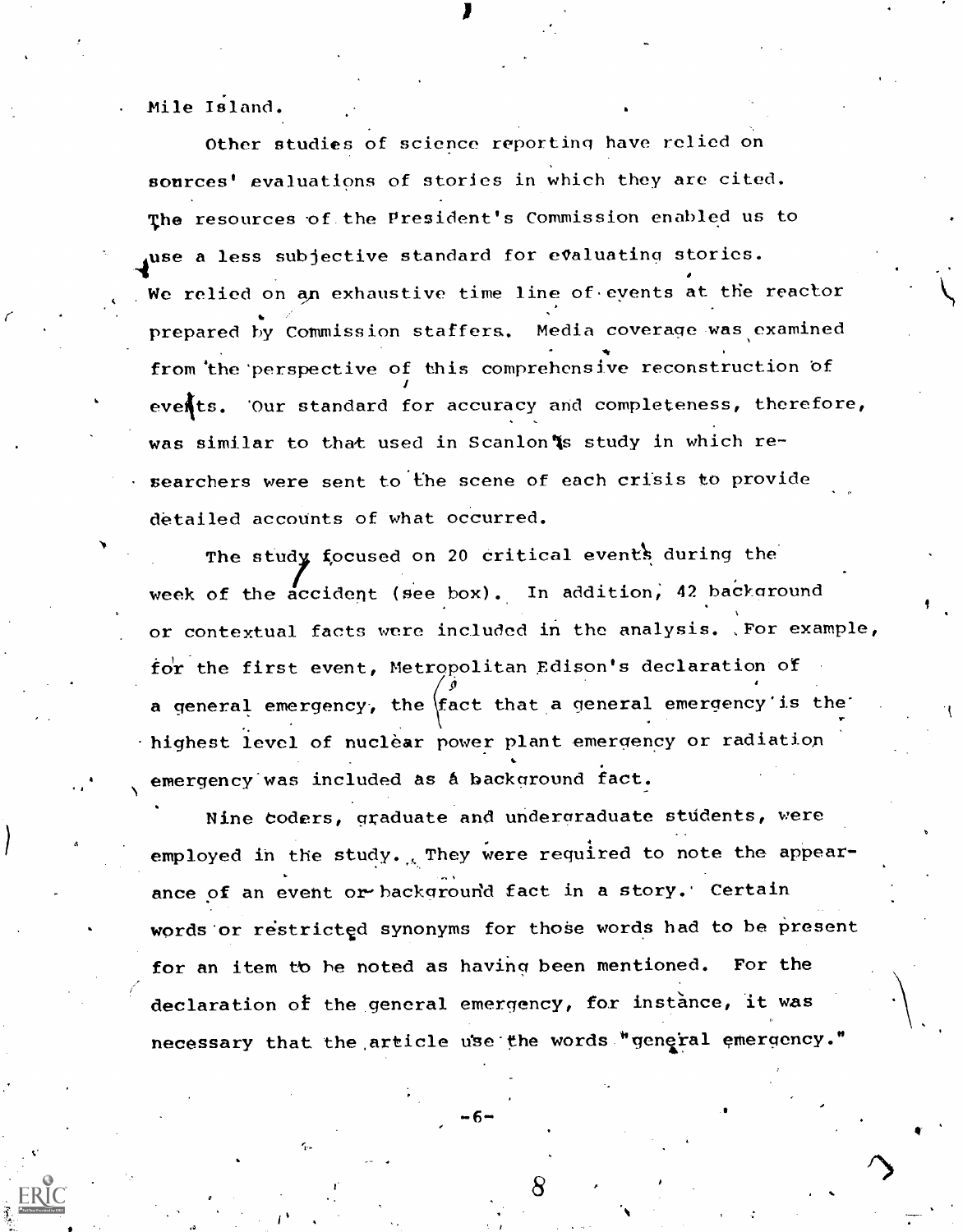Mile Island.

Other studies of science reporting have relied on sources' evaluations of stories in which they are cited. The resources of the President's Commission enabled us to use a less subjective standard for evaluating stories. We relied on an exhaustive time line of events at the reactor prepared by Commission staffers. Media coverage was examined from the perspective of this comprehensive reconstruction of events. Our standard for accuracy and completeness, therefore, was similar to that used in Scanlon's study in which researchers were sent to the scene of each crisis to provide detailed accounts of what occurred.

The study focused on 20 critical events during the week of the accident (see box). In addition, 42 background or contextual facts were included in the analysis. For example, for the first event, Metropolitan Edison's declaration of a general emergency, the fact that a general emergency is the highest level of nuclear power plant emergency or radiation emergency was included as a background fact.

Nine coders, graduate and undergraduate students, were employed in the study. They were required to note the appearance of an event or background fact in a story. Certain words or restricted synonyms for those words had to be present for an item to be noted as having been mentioned. For the declaration of the general emergency, for instance, it was necessary that the article use the words "general emergency."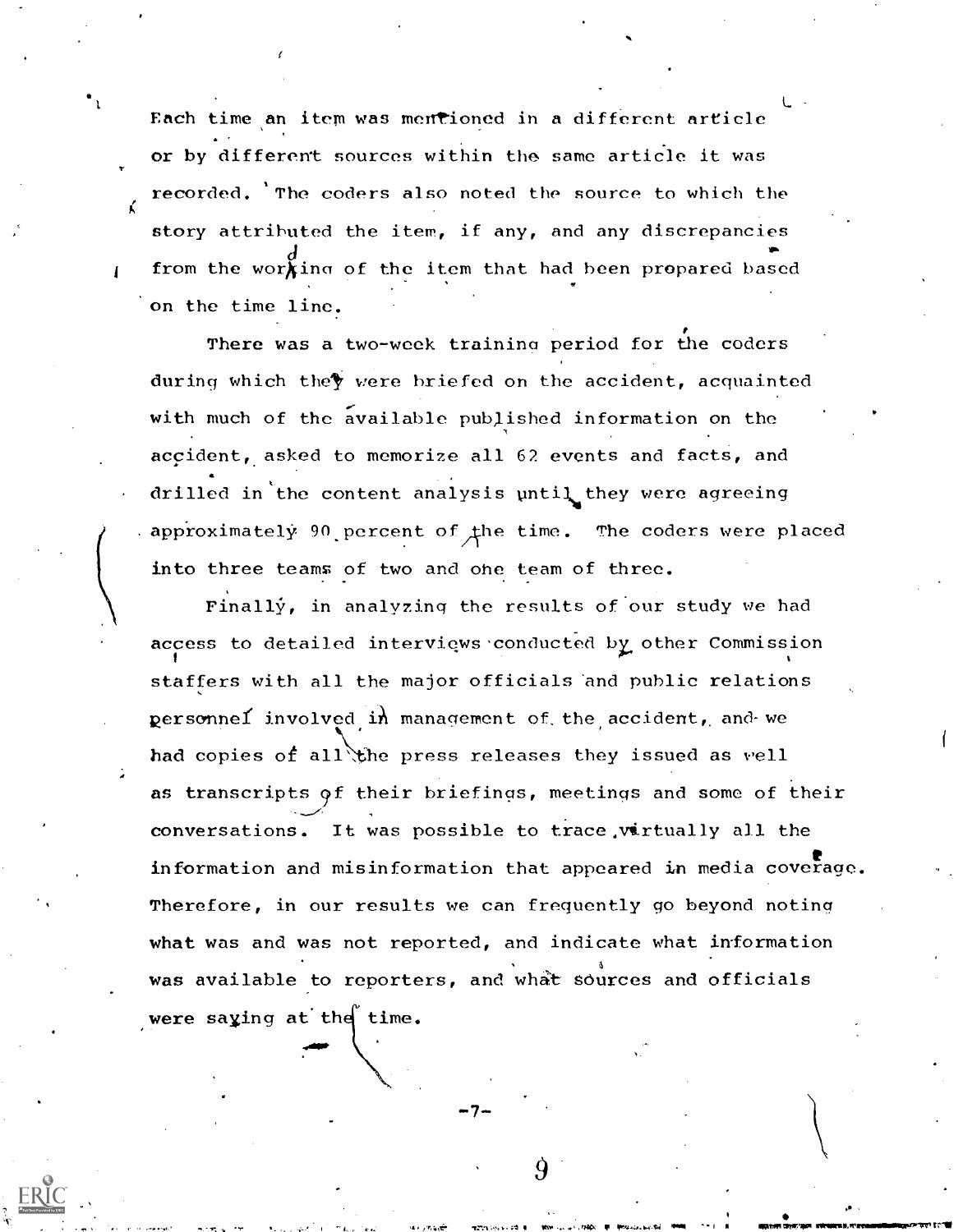Each time an item was mentioned in a different article or by different sources within the same article it was recorded. The coders also noted the source to which the story attributed the item, if any, and any discrepancies from the wording of the item that had been prepared based on the time line.

There was a two-week training period for the coders during which they were briefed on the accident, acquainted with much of the available published information on the accident, asked to memorize all 62 events and facts, and drilled in the content analysis until they were agreeing approximately 90 percent of the time. The coders were placed into three teams of two and one team of three.

Finally, in analyzing the results of our study we had access to detailed interviews conducted by other Commission staffers with all the major officials and public relations personnel involved in management of the accident, and we had copies of all the press releases they issued as well as transcripts of their briefings, meetings and some of their conversations. It was possible to trace virtually all the information and misinformation that appeared in media coverage. Therefore, in our results we can frequently go beyond noting what was and was not reported, and indicate what information was available to reporters, and what sources and officials were saying at the time.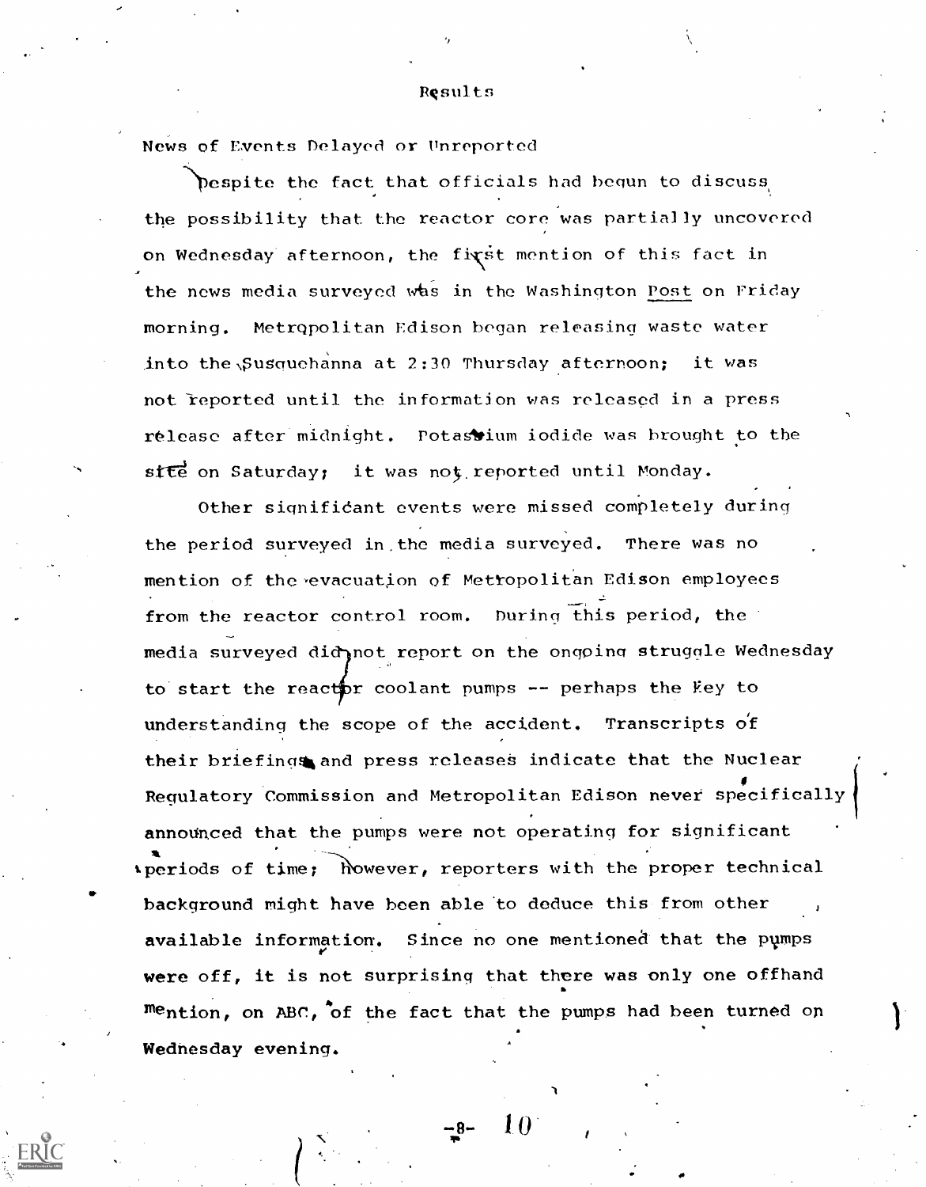# Results

## News of Events Delayed or Unreported

Despite the fact that officials had begun to discuss the possibility that the reactor core was partially uncovered on Wednesday afternoon, the first mention of this fact in the news media surveyed was in the Washington *Post* on Friday morning. Metropolitan Edison began releasing waste water into the Susquehanna at 2:30 Thursday afternoon; it was not reported until the information was released in a press release after midnight. Potassium iodide was brought to the site on Saturday; it was not reported until Monday.

Other significant events were missed completely during the period surveyed in the media surveyed. There was no mention of the evacuation of Metropolitan Edison employees from the reactor control room. During this period, the media surveyed did not report on the ongoing struggle Wednesday to start the reactor coolant pumps -- perhaps the key to understanding the scope of the accident. Transcripts of their briefings and press releases indicate that the Nuclear Regulatory Commission and Metropolitan Edison never specifically announced that the pumps were not operating for significant periods of time; however, reporters with the proper technical background might have been able to deduce this from other available information. Since no one mentioned that the pumps were off, it is not surprising that there was only one offhand mention, on ABC, of the fact that the pumps had been turned on Wednesday evening.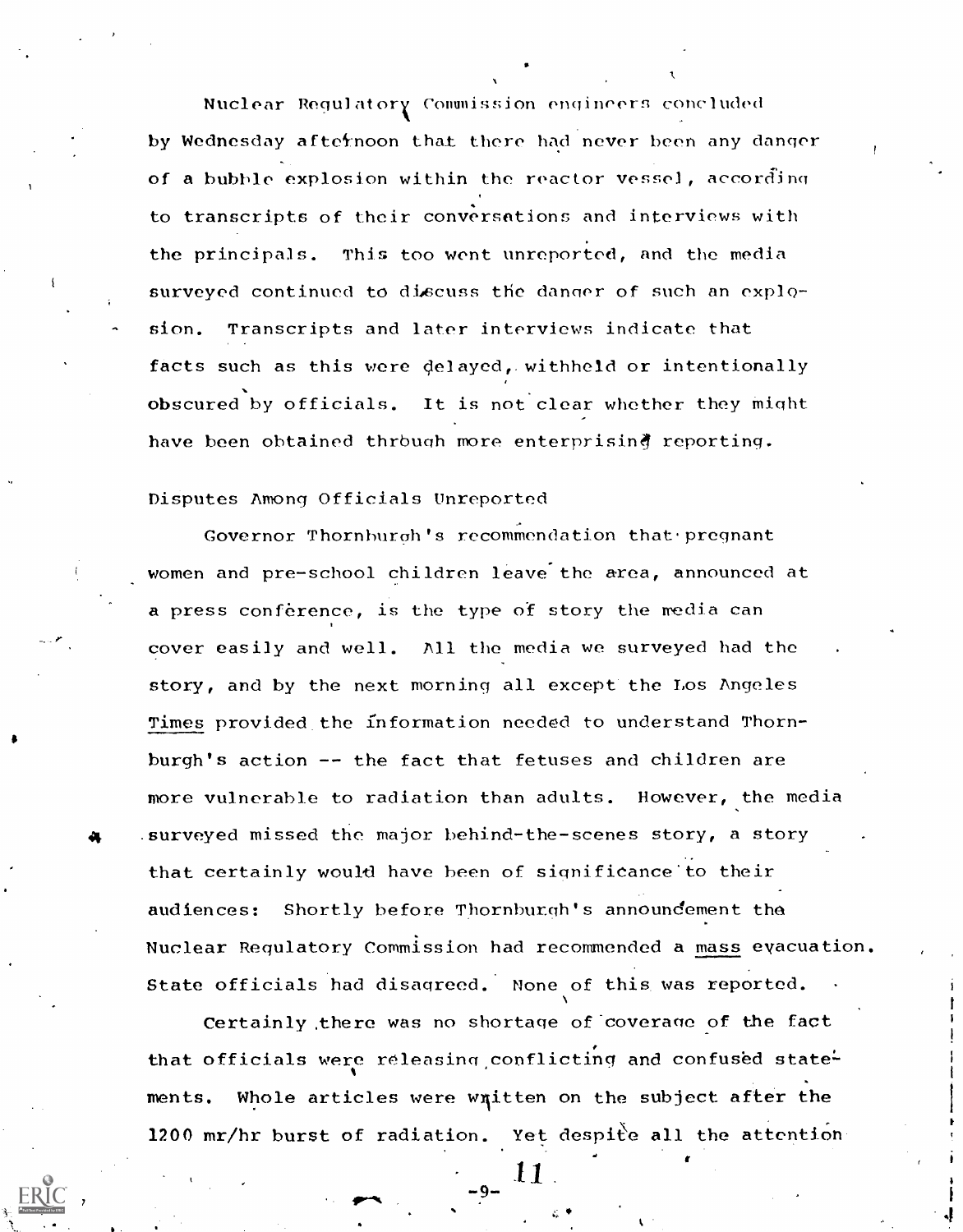Nuclear Regulatory Commission engineers concluded by Wednesday afternoon that there had never been any danger of a bubble explosion within the reactor vessel, according to transcripts of their conversations and interviews with the principals. This too went unreported, and the media surveyed continued to discuss the danger of such an explosion. Transcripts and later interviews indicate that facts such as this were delayed, withheld or intentionally obscured by officials. It is not clear whether they might have been obtained through more enterprising reporting.

### Disputes Among Officials Unreported

Governor Thornburgh's recommendation that pregnant women and pre-school children leave the area, announced at a press conference, is the type of story the media can cover easily and well. All the media we surveyed had the story, and by the next morning all except the Los Angeles *Times* provided the information needed to understand Thornburgh's action -- the fact that fetuses and children are more vulnerable to radiation than adults. However, the media surveyed missed the major behind-the-scenes story, a story that certainly would have been of significance to their audiences: Shortly before Thornburgh's announcement the Nuclear Regulatory Commission had recommended a *mass* evacuation. State officials had disagreed. None of this was reported.

Certainly there was no shortage of coverage of the fact that officials were releasing conflicting and confused statements. Whole articles were written on the subject after the 1200 mr/hr burst of radiation. Yet despite all the attention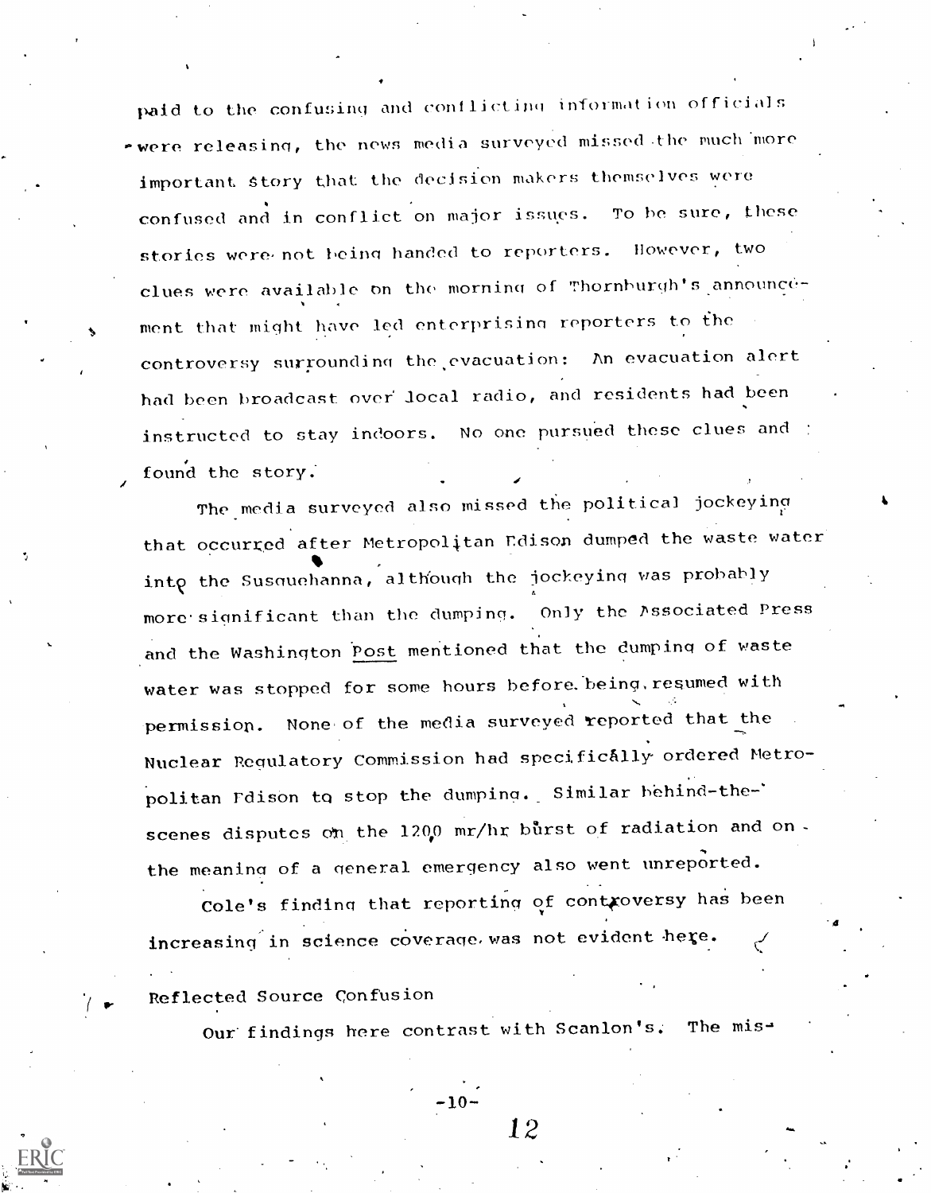paid to the confusing and conflicting information officials were releasing, the news media surveyed missed the much more important story that the decision makers themselves were confused and in conflict on major issues. To be sure, these stories were not being handed to reporters. However, two clues were available on the morning of Thornburgh's announcement that might have led enterprising reporters to the controversy surrounding the evacuation: An evacuation alert had been broadcast over local radio, and residents had been instructed to stay indoors. No one pursued these clues and found the story.

The media surveyed also missed the political jockeying that occurred after Metropolitan Edison dumped the waste water into the Susquehanna, although the jockeying was probably more significant than the dumping. Only the Associated Press and the Washington Post mentioned that the dumping of waste water was stopped for some hours before being resumed with permission. None of the media surveyed reported that the Nuclear Regulatory Commission had specifically ordered Metropolitan Edison to stop the dumping. Similar behind-the-scenes disputes on the 1200 mr/hr burst of radiation and on the meaning of a general emergency also went unreported.

Cole's finding that reporting of controversy has been increasing in science coverage was not evident here.

## Reflected Source Confusion

Our findings here contrast with Scanlon's. The mis-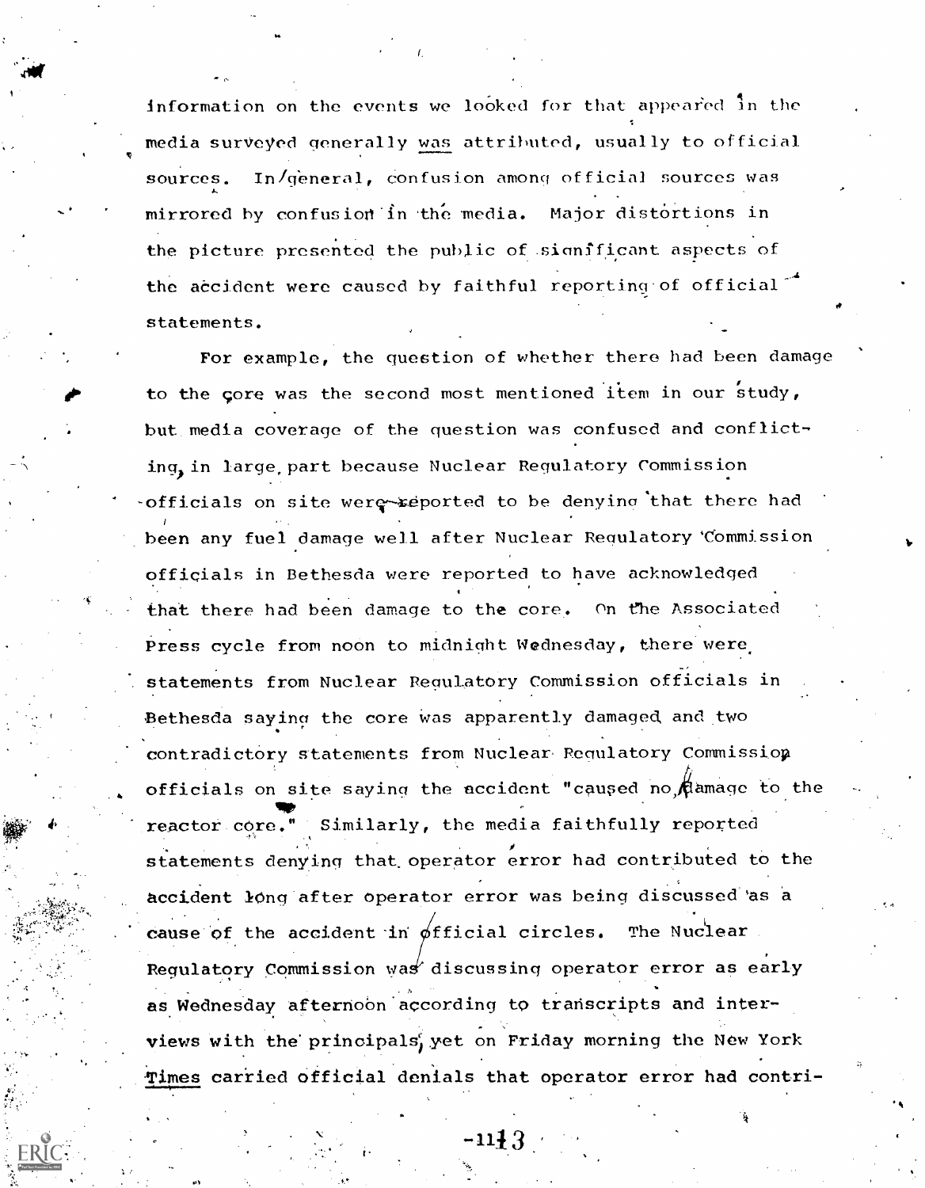information on the events we looked for that appeared in the media surveyed generally was attributed, usually to official sources. In general, confusion among official sources was mirrored by confusion in the media. Major distortions in the picture presented the public of significant aspects of the accident were caused by faithful reporting of official statements.

For example, the question of whether there had been damage to the core was the second most mentioned item in our study, but media coverage of the question was confused and conflicting, in large part because Nuclear Regulatory Commission officials on site were reported to be denying that there had been any fuel damage well after Nuclear Regulatory Commission officials in Bethesda were reported to have acknowledged that there had been damage to the core. On the Associated Press cycle from noon to midnight Wednesday, there were statements from Nuclear Regulatory Commission officials in Bethesda saying the core was apparently damaged and two contradictory statements from Nuclear Regulatory Commission officials on site saying the accident "caused no damage to the reactor core." Similarly, the media faithfully reported statements denying that operator error had contributed to the accident long after operator error was being discussed as a cause of the accident in official circles. The Nuclear Regulatory Commission was discussing operator error as early as Wednesday afternoon according to transcripts and interviews with the principals, yet on Friday morning the New York *Times* carried official denials that operator error had contri-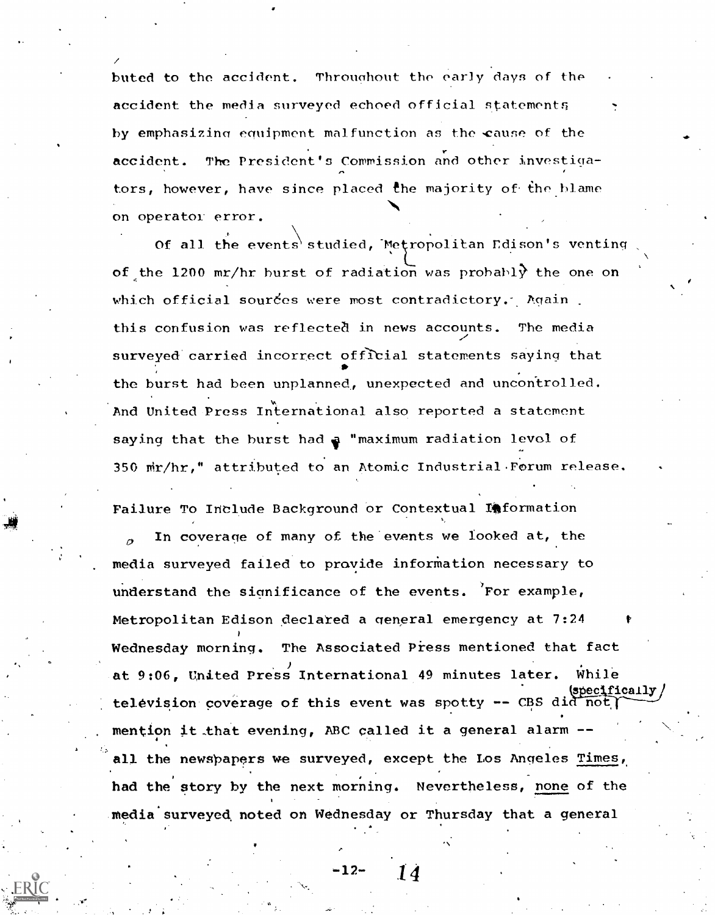buted to the accident. Throughout the early days of the accident the media surveyed echoed official statements by emphasizing equipment malfunction as the cause of the accident. The President's Commission and other investigators, however, have since placed the majority of the blame on operator error.

Of all the events studied, Metropolitan Edison's venting of the 1200 mr/hr burst of radiation was probably the one on which official sources were most contradictory. Again this confusion was reflected in news accounts. The media surveyed carried incorrect official statements saying that the burst had been unplanned, unexpected and uncontrolled. And United Press International also reported a statement saying that the burst had a "maximum radiation level of 350 mr/hr," attributed to an Atomic Industrial Forum release.

### Failure To Include Background or Contextual Information

In coverage of many of the events we looked at, the media surveyed failed to provide information necessary to understand the significance of the events. For example, Metropolitan Edison declared a general emergency at 7:24 Wednesday morning. The Associated Press mentioned that fact at 9:06, United Press International 49 minutes later. While television coverage of this event was spotty -- CBS did not (specifically) mention it that evening, ABC called it a general alarm -- all the newspapers we surveyed, except the Los Angeles _Times_, had the story by the next morning. Nevertheless, _none_ of the media surveyed noted on Wednesday or Thursday that a general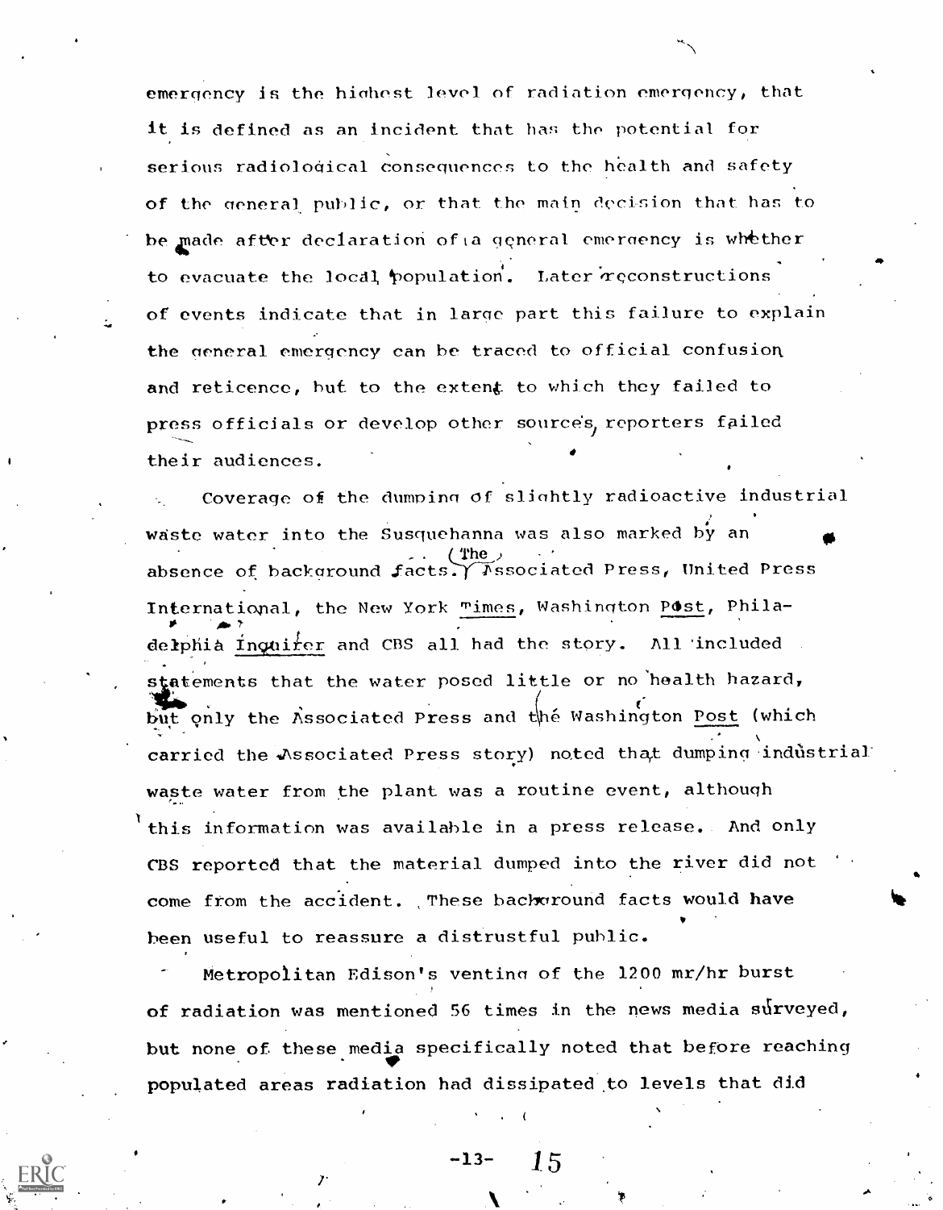emergency is the highest level of radiation emergency, that it is defined as an incident that has the potential for serious radiological consequences to the health and safety of the general public, or that the main decision that has to be made after declaration of a general emergency is whether to evacuate the local population. Later reconstructions of events indicate that in large part this failure to explain the general emergency can be traced to official confusion and reticence, but to the extent to which they failed to press officials or develop other sources, reporters failed their audiences.

Coverage of the dumping of slightly radioactive industrial waste water into the Susquehanna was also marked by an absence of background facts. The Associated Press, United Press International, the New York Times, Washington Post, Philadelphia Inquirer and CBS all had the story. All included statements that the water posed little or no health hazard, but only the Associated Press and the Washington Post (which carried the Associated Press story) noted that dumping industrial waste water from the plant was a routine event, although this information was available in a press release. And only CBS reported that the material dumped into the river did not come from the accident. These background facts would have been useful to reassure a distrustful public.

Metropolitan Edison's venting of the 1200 mr/hr burst of radiation was mentioned 56 times in the news media surveyed, but none of these media specifically noted that before reaching populated areas radiation had dissipated to levels that did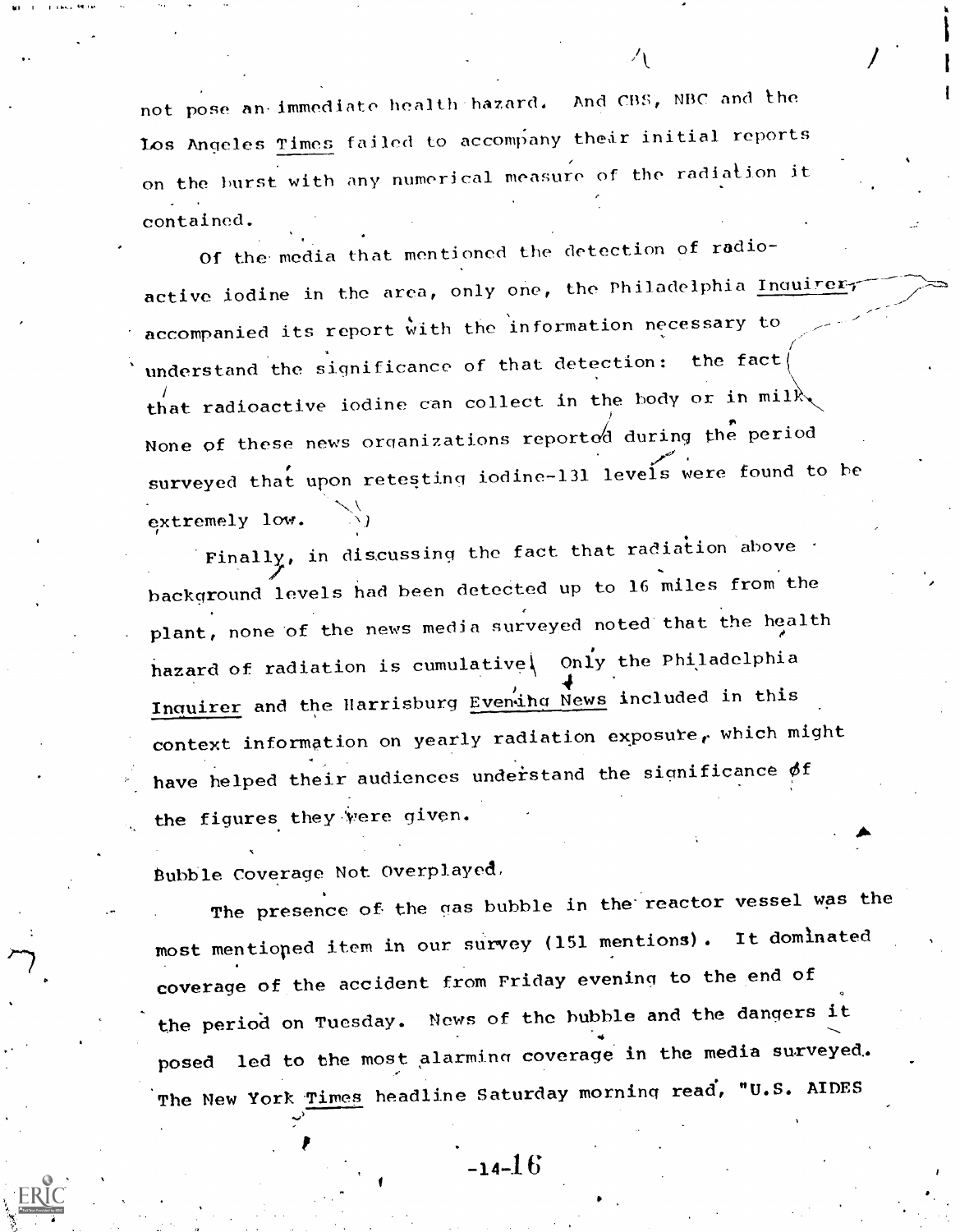not pose an immediate health hazard. And CBS, NBC and the Los Angeles *Times* failed to accompany their initial reports on the burst with any numerical measure of the radiation it contained.

Of the media that mentioned the detection of radioactive iodine in the area, only one, the Philadelphia *Inquirer*, accompanied its report with the information necessary to understand the significance of that detection: the fact that radioactive iodine can collect in the body or in milk. None of these news organizations reported during the period surveyed that upon retesting iodine-131 levels were found to be extremely low.

Finally, in discussing the fact that radiation above background levels had been detected up to 16 miles from the plant, none of the news media surveyed noted that the health hazard of radiation is cumulative. Only the Philadelphia *Inquirer* and the Harrisburg *Evening News* included in this context information on yearly radiation exposure, which might have helped their audiences understand the significance of the figures they were given.

## Bubble Coverage Not Overplayed

The presence of the gas bubble in the reactor vessel was the most mentioned item in our survey (151 mentions). It dominated coverage of the accident from Friday evening to the end of the period on Tuesday. News of the bubble and the dangers it posed led to the most alarming coverage in the media surveyed. The New York *Times* headline Saturday morning read, "U.S. AIDES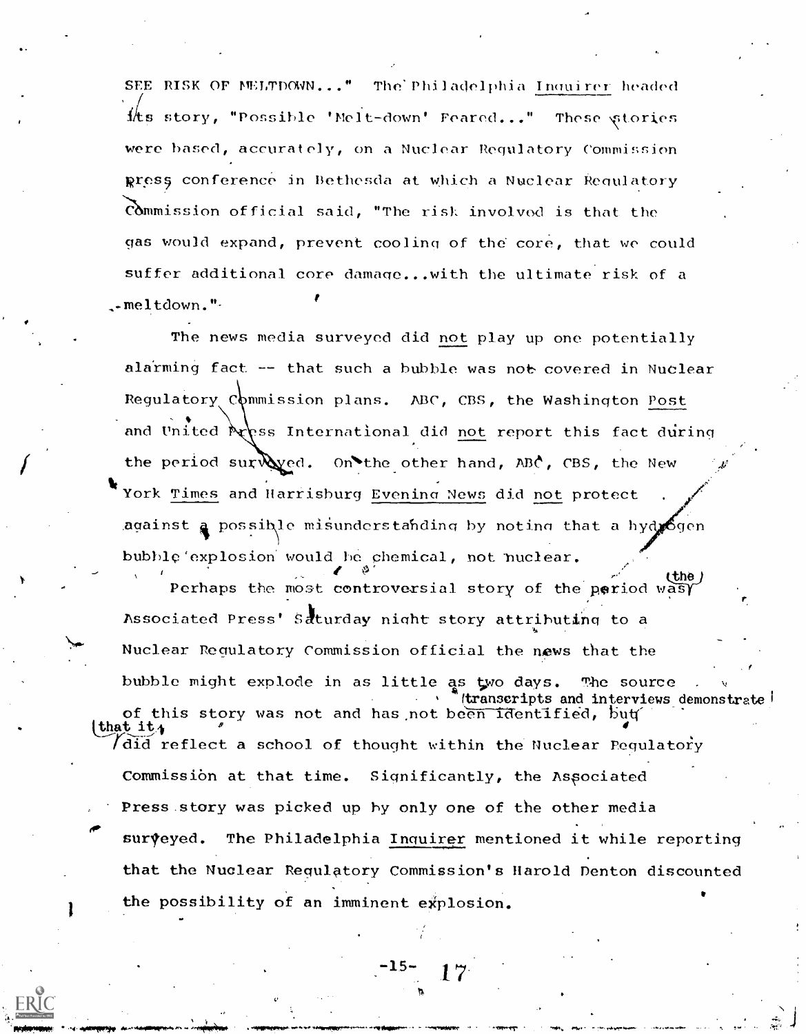SEE RISK OF MELTDOWN..." The Philadelphia *Inquirer* headed its story, "Possible 'Melt-down' Feared..." These stories were based, accurately, on a Nuclear Regulatory Commission press conference in Bethesda at which a Nuclear Regulatory Commission official said, "The risk involved is that the gas would expand, prevent cooling of the core, that we could suffer additional core damage...with the ultimate risk of a meltdown."

The news media surveyed did not play up one potentially alarming fact -- that such a bubble was not covered in Nuclear Regulatory Commission plans. ABC, CBS, the Washington *Post* and United Press International did not report this fact during the period surveyed. On the other hand, ABC, CBS, the New York *Times* and Harrisburg *Evening News* did not protect against a possible misunderstanding by noting that a hydrogen bubble explosion would be chemical, not nuclear.

Perhaps the most controversial story of the period was the Associated Press' Saturday night story attributing to a Nuclear Regulatory Commission official the news that the bubble might explode in as little as two days. The source of this story was not and has not been identified, but transcripts and interviews demonstrate that it did reflect a school of thought within the Nuclear Regulatory Commission at that time. Significantly, the Associated Press story was picked up by only one of the other media surveyed. The Philadelphia *Inquirer* mentioned it while reporting that the Nuclear Regulatory Commission's Harold Denton discounted the possibility of an imminent explosion.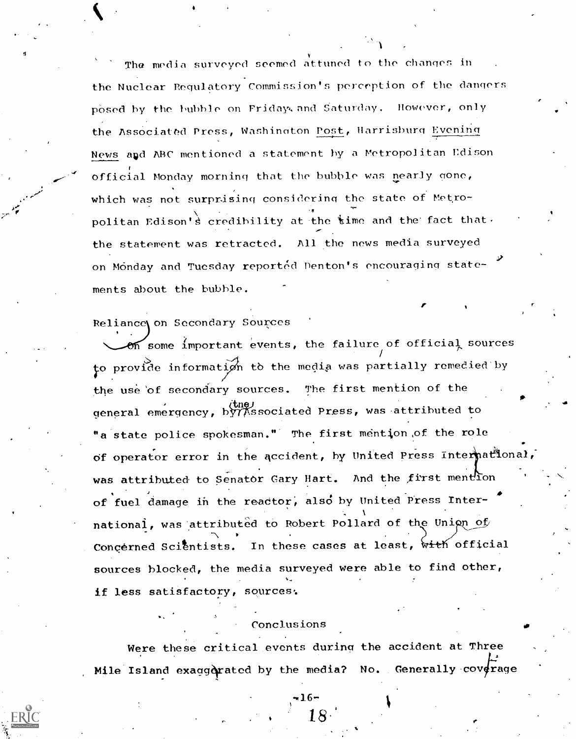The media surveyed seemed attuned to the changes in the Nuclear Regulatory Commission's perception of the dangers posed by the bubble on Friday and Saturday. However, only the Associated Press, Washington *Post*, Harrisburg *Evening News* and ABC mentioned a statement by a Metropolitan Edison official Monday morning that the bubble was nearly gone, which was not surprising considering the state of Metropolitan Edison's credibility at the time and the fact that the statement was retracted. All the news media surveyed on Monday and Tuesday reported Denton's encouraging statements about the bubble.

Reliance on Secondary Sources

On some important events, the failure of official sources to provide information to the media was partially remedied by the use of secondary sources. The first mention of the general emergency, by the Associated Press, was attributed to "a state police spokesman." The first mention of the role of operator error in the accident, by United Press International, was attributed to Senator Gary Hart. And the first mention of fuel damage in the reactor, also by United Press International, was attributed to Robert Pollard of the Union of Concerned Scientists. In these cases at least, with official sources blocked, the media surveyed were able to find other, if less satisfactory, sources.

## Conclusions

Were these critical events during the accident at Three Mile Island exaggerated by the media? No. Generally coverage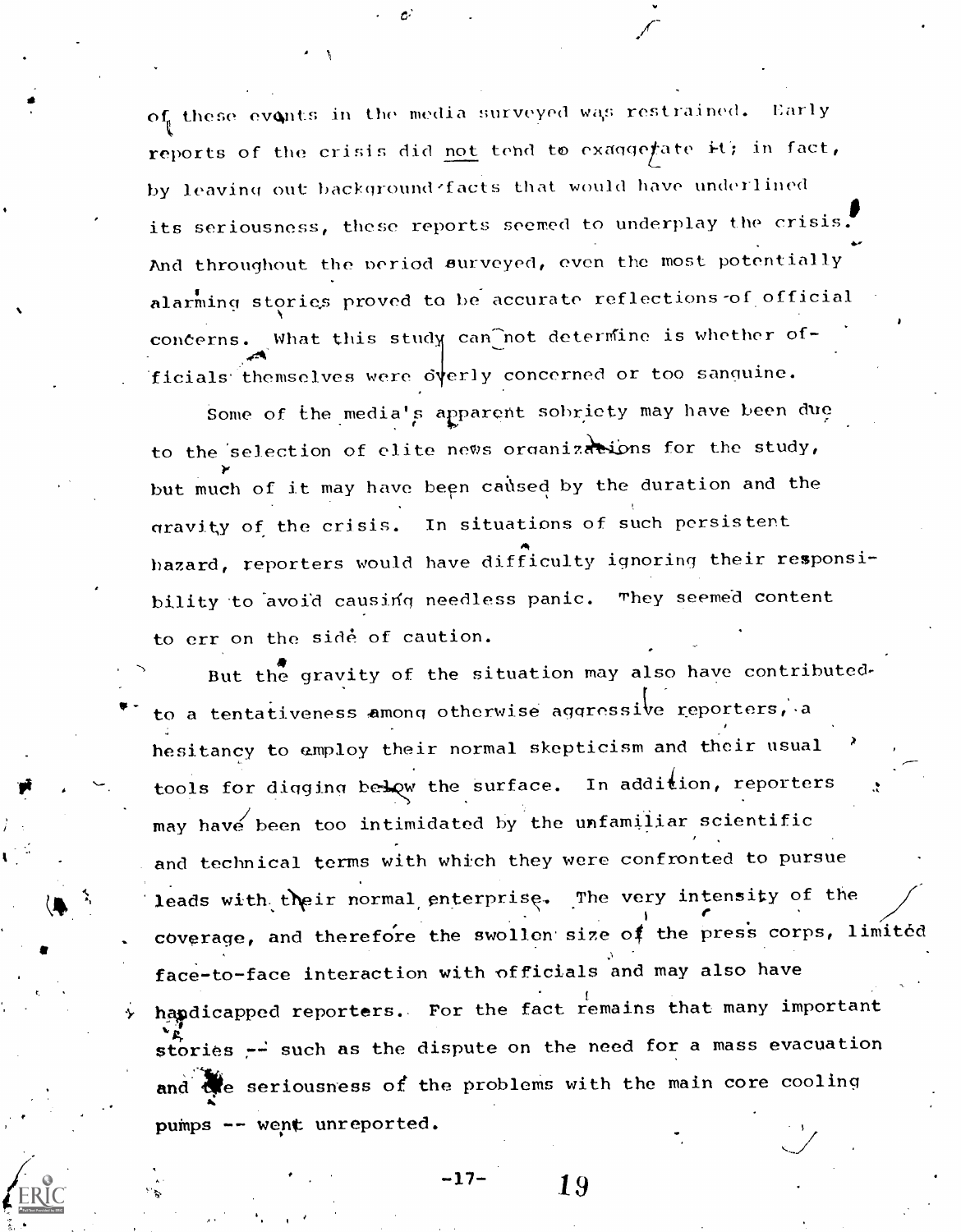of these events in the media surveyed was restrained. Early reports of the crisis did not tend to exaggerate it; in fact, by leaving out background facts that would have underlined its seriousness, these reports seemed to underplay the crisis. And throughout the period surveyed, even the most potentially alarming stories proved to be accurate reflections of official concerns. What this study cannot determine is whether officials themselves were overly concerned or too sanguine.

Some of the media's apparent sobriety may have been due to the selection of elite news organizations for the study, but much of it may have been caused by the duration and the gravity of the crisis. In situations of such persistent hazard, reporters would have difficulty ignoring their responsibility to avoid causing needless panic. They seemed content to err on the side of caution.

But the gravity of the situation may also have contributed to a tentativeness among otherwise aggressive reporters, a hesitancy to employ their normal skepticism and their usual tools for digging below the surface. In addition, reporters may have been too intimidated by the unfamiliar scientific and technical terms with which they were confronted to pursue leads with their normal enterprise. The very intensity of the coverage, and therefore the swollen size of the press corps, limited face-to-face interaction with officials and may also have handicapped reporters. For the fact remains that many important stories -- such as the dispute on the need for a mass evacuation and the seriousness of the problems with the main core cooling pumps -- went unreported.

-17-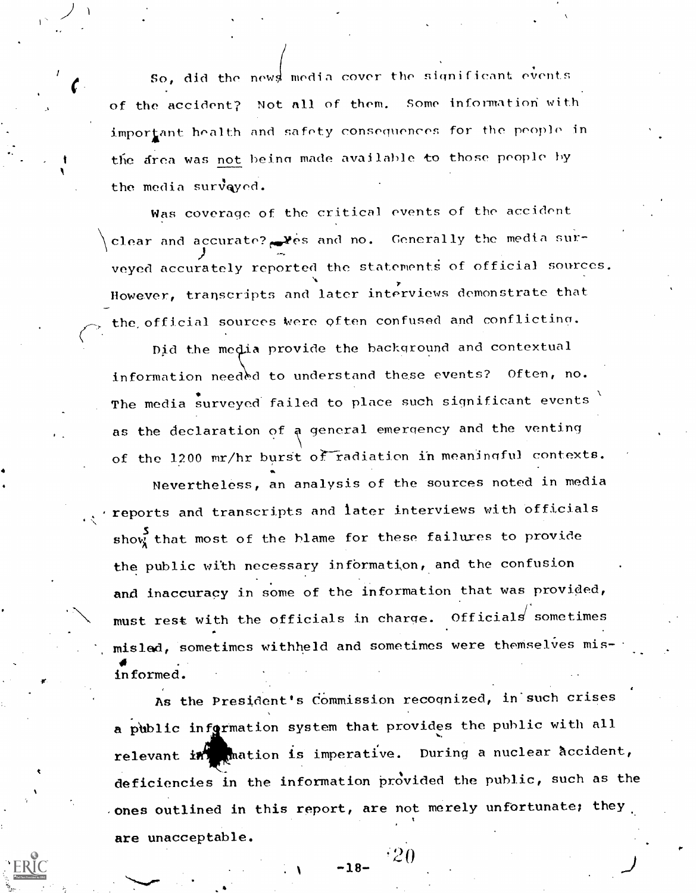So, did the news media cover the significant events of the accident? Not all of them. Some information with important health and safety consequences for the people in the area was not being made available to those people by the media surveyed.

Was coverage of the critical events of the accident clear and accurate? Yes and no. Generally the media surveyed accurately reported the statements of official sources. However, transcripts and later interviews demonstrate that the official sources were often confused and conflicting.

Did the media provide the background and contextual information needed to understand these events? Often, no. The media surveyed failed to place such significant events as the declaration of a general emergency and the venting of the 1200 mr/hr burst of radiation in meaningful contexts.

Nevertheless, an analysis of the sources noted in media reports and transcripts and later interviews with officials shows that most of the blame for these failures to provide the public with necessary information, and the confusion and inaccuracy in some of the information that was provided, must rest with the officials in charge. Officials sometimes misled, sometimes withheld and sometimes were themselves misinformed.

As the President's Commission recognized, in such crises a public information system that provides the public with all relevant information is imperative. During a nuclear accident, deficiencies in the information provided the public, such as the ones outlined in this report, are not merely unfortunate; they are unacceptable.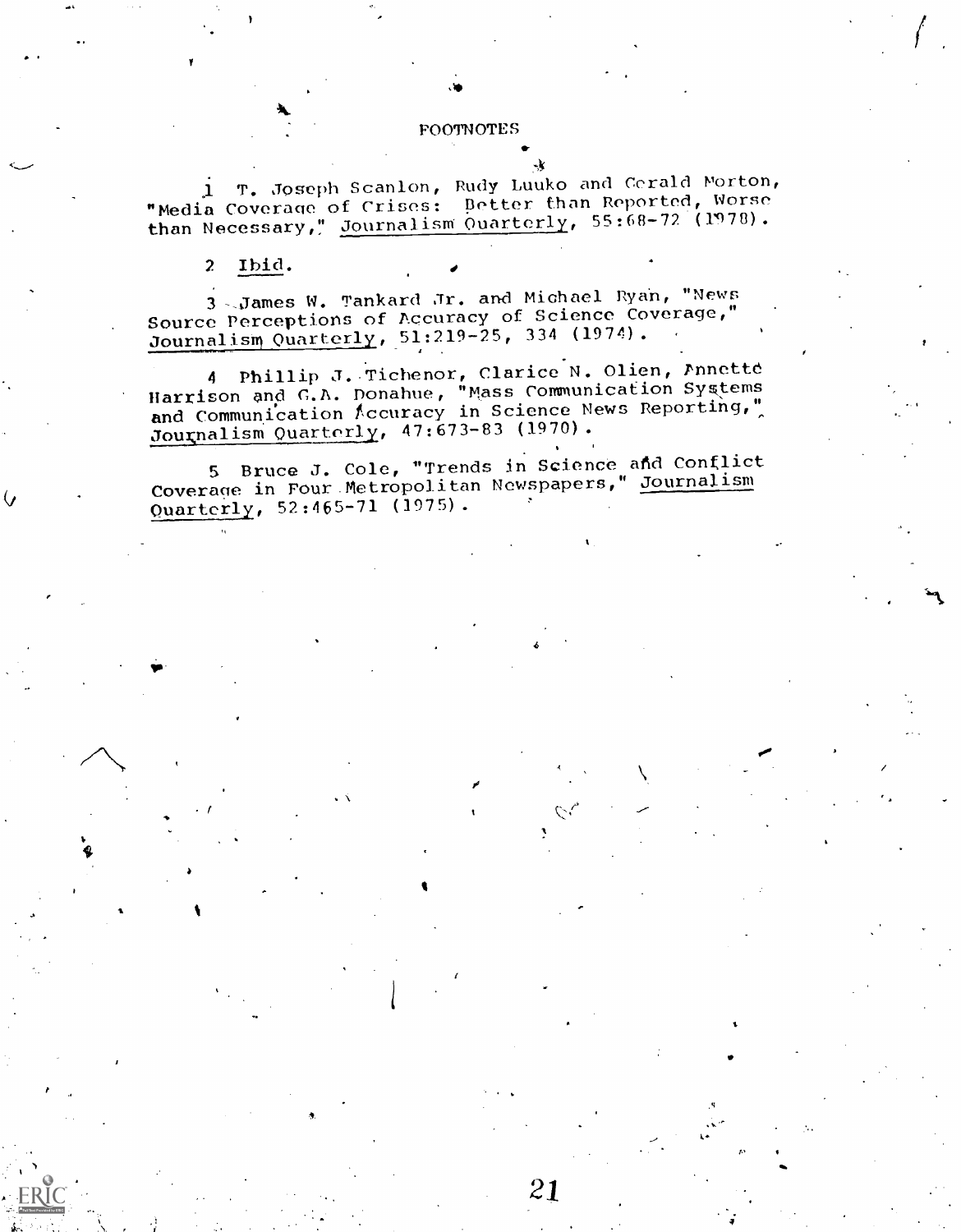# FOOTNOTES

1 T. Joseph Scanlon, Rudy Luuko and Gerald Morton, "Media Coverage of Crises: Better than Reported, Worse than Necessary," Journalism Quarterly, 55:68-72 (1978).

2 Ibid.

3 James W. Tankard Jr. and Michael Ryan, "News Source Perceptions of Accuracy of Science Coverage," Journalism Quarterly, 51:219-25, 334 (1974).

4 Phillip J. Tichenor, Clarice N. Olien, Annette Harrison and G.A. Donahue, "Mass Communication Systems and Communication Accuracy in Science News Reporting," Journalism Quarterly, 47:673-83 (1970).

5 Bruce J. Cole, "Trends in Science and Conflict Coverage in Four Metropolitan Newspapers," Journalism Quarterly, 52:465-71 (1975).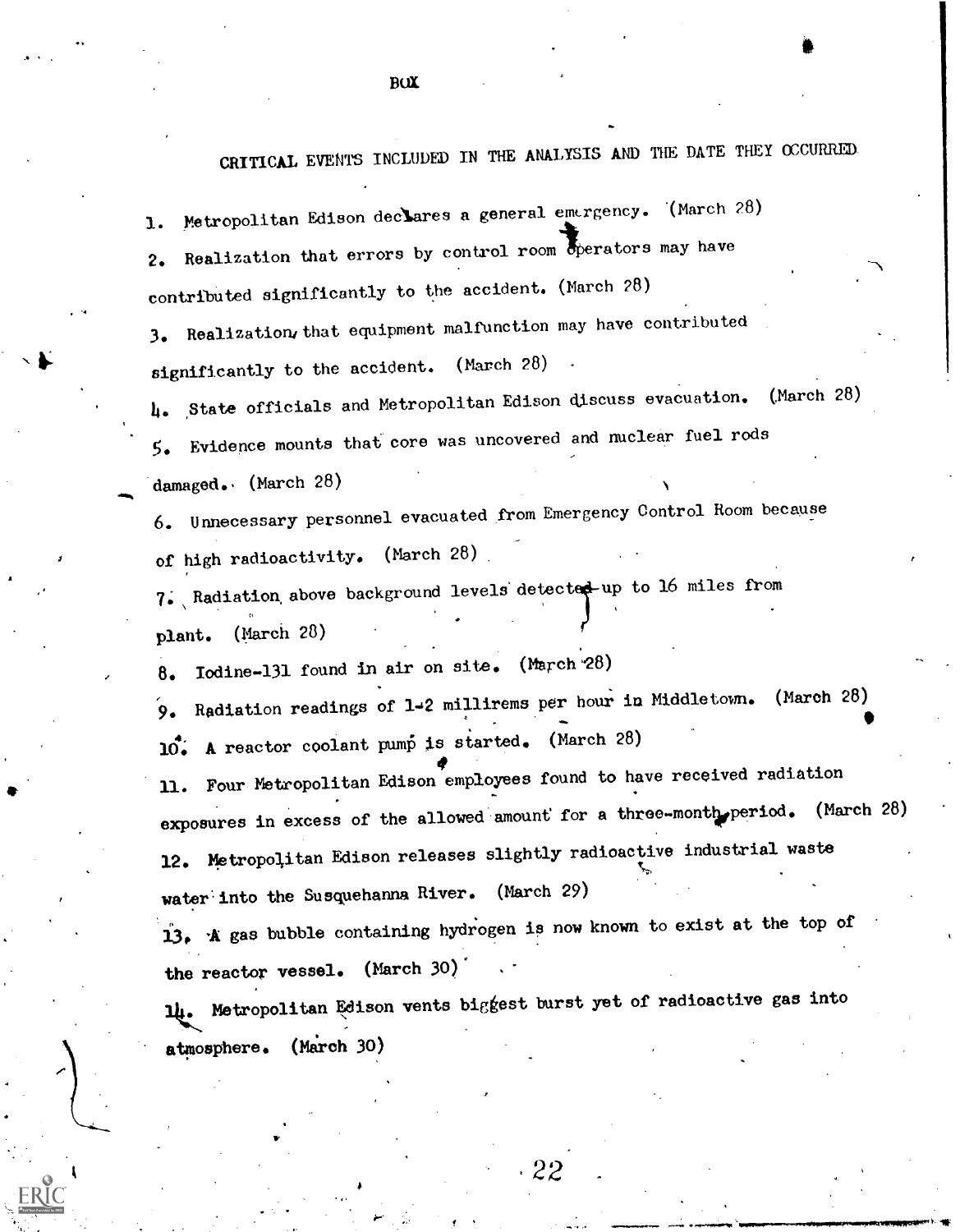BOX

## CRITICAL EVENTS INCLUDED IN THE ANALYSIS AND THE DATE THEY OCCURRED

1. Metropolitan Edison declares a general emergency. (March 28)
2. Realization that errors by control room operators may have contributed significantly to the accident. (March 28)
3. Realization that equipment malfunction may have contributed significantly to the accident. (March 28)
4. State officials and Metropolitan Edison discuss evacuation. (March 28)
5. Evidence mounts that core was uncovered and nuclear fuel rods damaged. (March 28)
6. Unnecessary personnel evacuated from Emergency Control Room because of high radioactivity. (March 28)
7. Radiation above background levels detected up to 16 miles from plant. (March 28)
8. Iodine-131 found in air on site. (March 28)
9. Radiation readings of 1-2 millirems per hour in Middletown. (March 28)
10. A reactor coolant pump is started. (March 28)
11. Four Metropolitan Edison employees found to have received radiation exposures in excess of the allowed amount for a three-month period. (March 28)
12. Metropolitan Edison releases slightly radioactive industrial waste water into the Susquehanna River. (March 29)
13. A gas bubble containing hydrogen is now known to exist at the top of the reactor vessel. (March 30)
14. Metropolitan Edison vents biggest burst yet of radioactive gas into atmosphere. (March 30)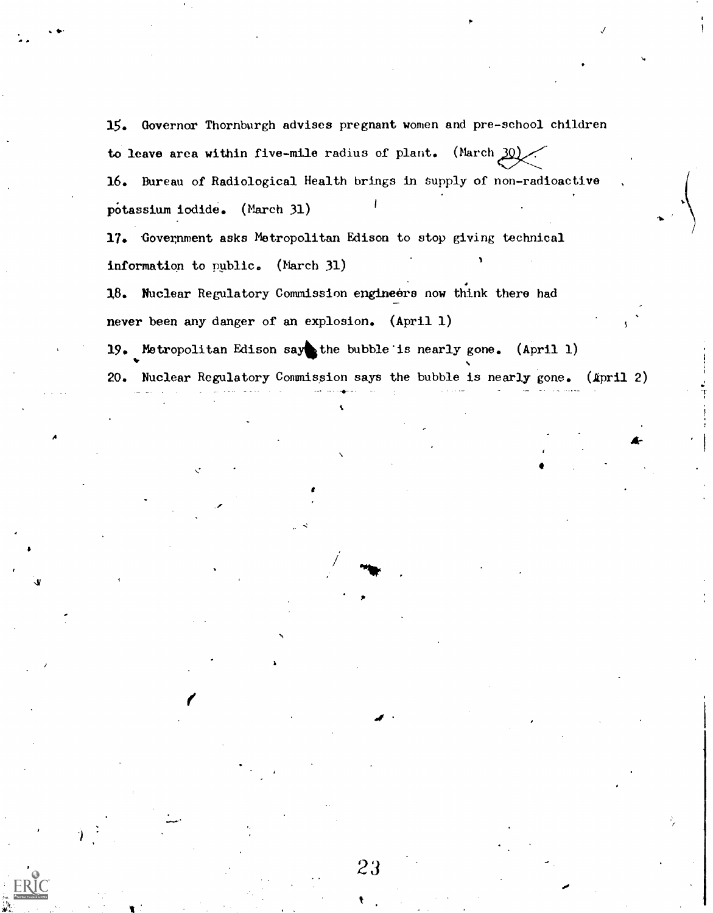15. Governor Thornburgh advises pregnant women and pre-school children to leave area within five-mile radius of plant. (March 30)

16. Bureau of Radiological Health brings in supply of non-radioactive potassium iodide. (March 31)

17. Government asks Metropolitan Edison to stop giving technical information to public. (March 31)

18. Nuclear Regulatory Commission engineers now think there had never been any danger of an explosion. (April 1)

19. Metropolitan Edison says the bubble is nearly gone. (April 1)

20. Nuclear Regulatory Commission says the bubble is nearly gone. (April 2)